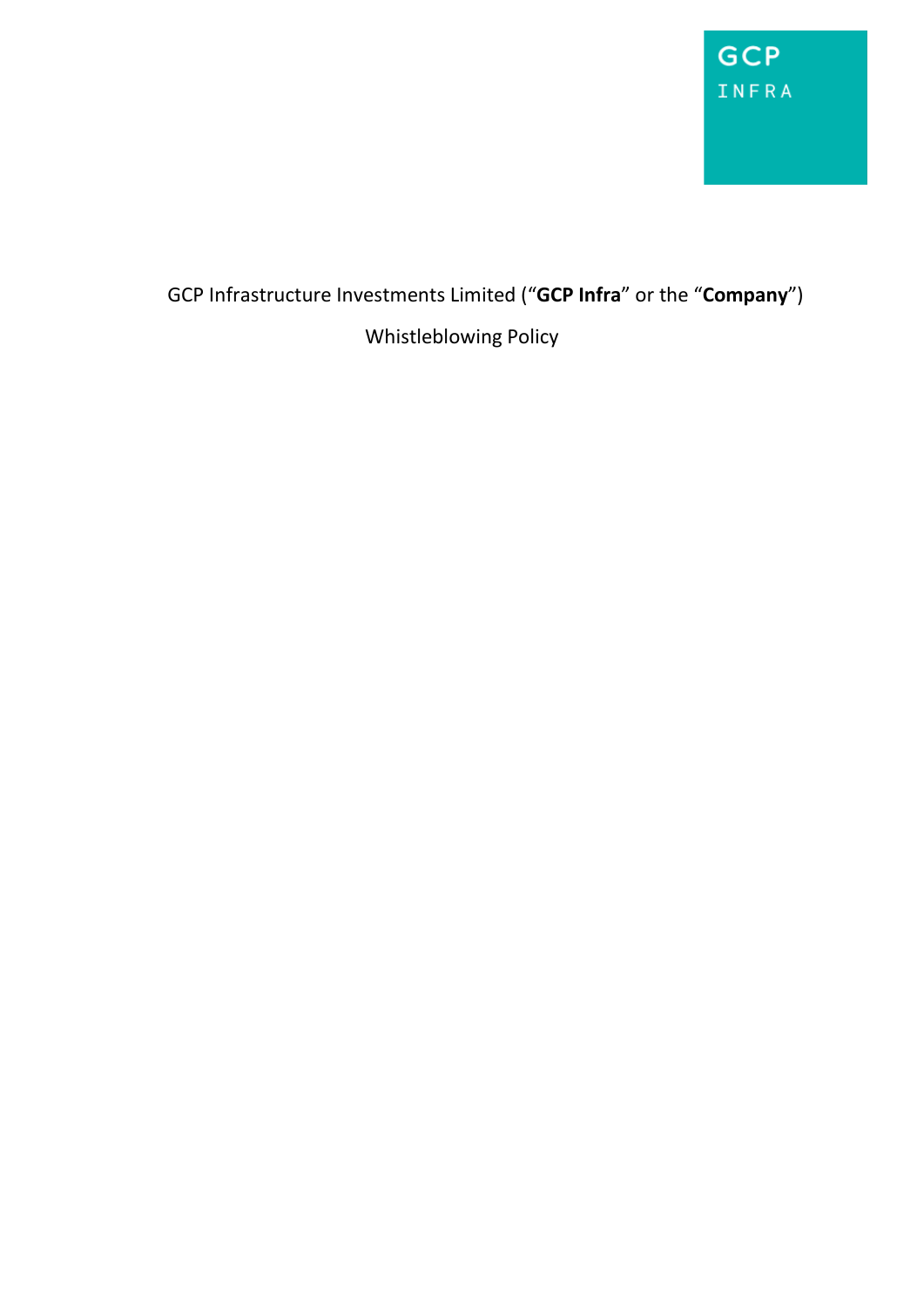GCP
INFRA

GCP Infrastructure Investments Limited (“**GCP Infra**” or the “**Company**”)

Whistleblowing Policy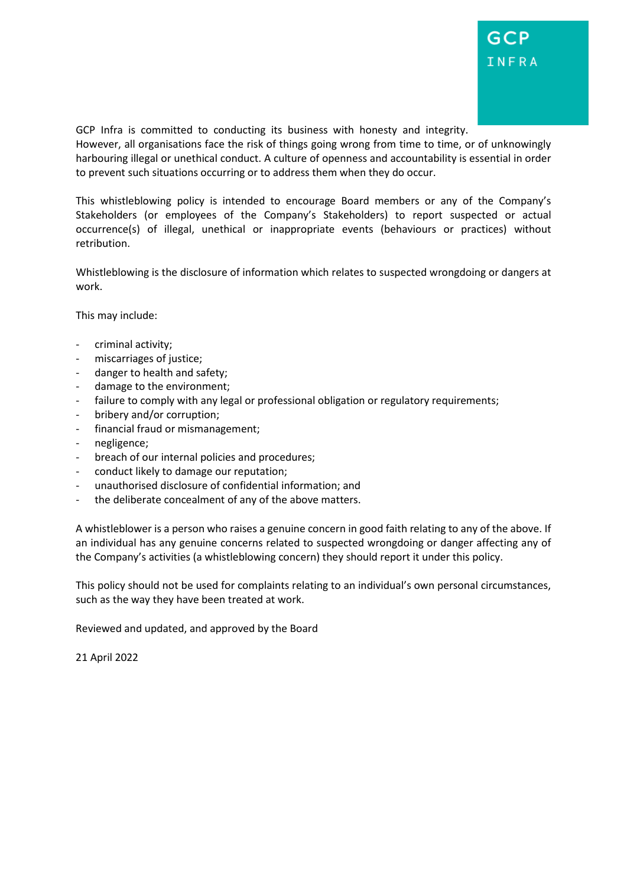GCP
INFRA

GCP Infra is committed to conducting its business with honesty and integrity. However, all organisations face the risk of things going wrong from time to time, or of unknowingly harbouring illegal or unethical conduct. A culture of openness and accountability is essential in order to prevent such situations occurring or to address them when they do occur.

This whistleblowing policy is intended to encourage Board members or any of the Company's Stakeholders (or employees of the Company's Stakeholders) to report suspected or actual occurrence(s) of illegal, unethical or inappropriate events (behaviours or practices) without retribution.

Whistleblowing is the disclosure of information which relates to suspected wrongdoing or dangers at work.

This may include:

- criminal activity;
- miscarriages of justice;
- danger to health and safety;
- damage to the environment;
- failure to comply with any legal or professional obligation or regulatory requirements;
- bribery and/or corruption;
- financial fraud or mismanagement;
- negligence;
- breach of our internal policies and procedures;
- conduct likely to damage our reputation;
- unauthorised disclosure of confidential information; and
- the deliberate concealment of any of the above matters.

A whistleblower is a person who raises a genuine concern in good faith relating to any of the above. If an individual has any genuine concerns related to suspected wrongdoing or danger affecting any of the Company's activities (a whistleblowing concern) they should report it under this policy.

This policy should not be used for complaints relating to an individual's own personal circumstances, such as the way they have been treated at work.

Reviewed and updated, and approved by the Board

21 April 2022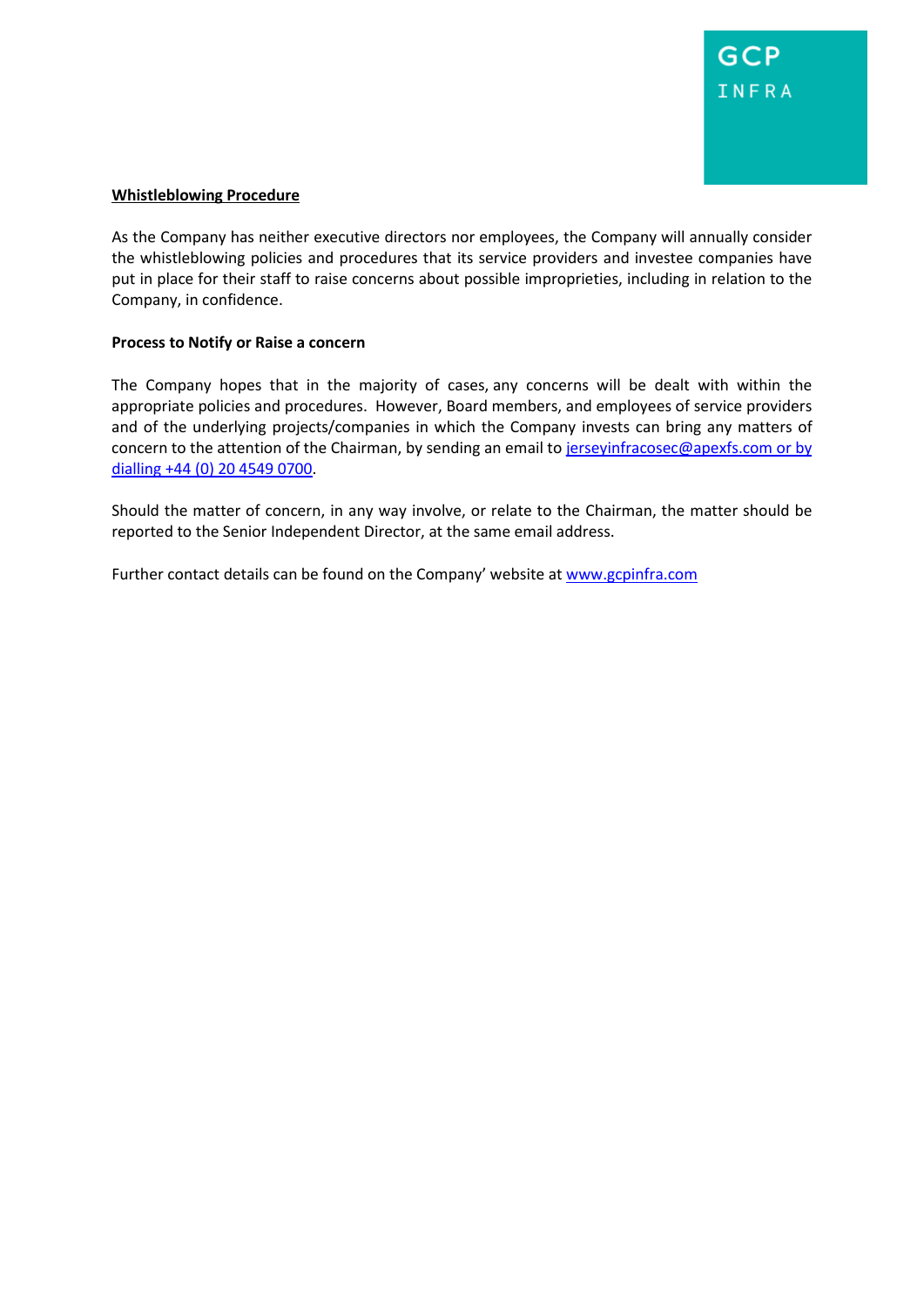GCP INFRA

## Whistleblowing Procedure

As the Company has neither executive directors nor employees, the Company will annually consider the whistleblowing policies and procedures that its service providers and investee companies have put in place for their staff to raise concerns about possible improprieties, including in relation to the Company, in confidence.

**Process to Notify or Raise a concern**

The Company hopes that in the majority of cases, any concerns will be dealt with within the appropriate policies and procedures. However, Board members, and employees of service providers and of the underlying projects/companies in which the Company invests can bring any matters of concern to the attention of the Chairman, by sending an email to jerseyinfracosec@apexfs.com or by dialling +44 (0) 20 4549 0700.

Should the matter of concern, in any way involve, or relate to the Chairman, the matter should be reported to the Senior Independent Director, at the same email address.

Further contact details can be found on the Company' website at www.gcpinfra.com